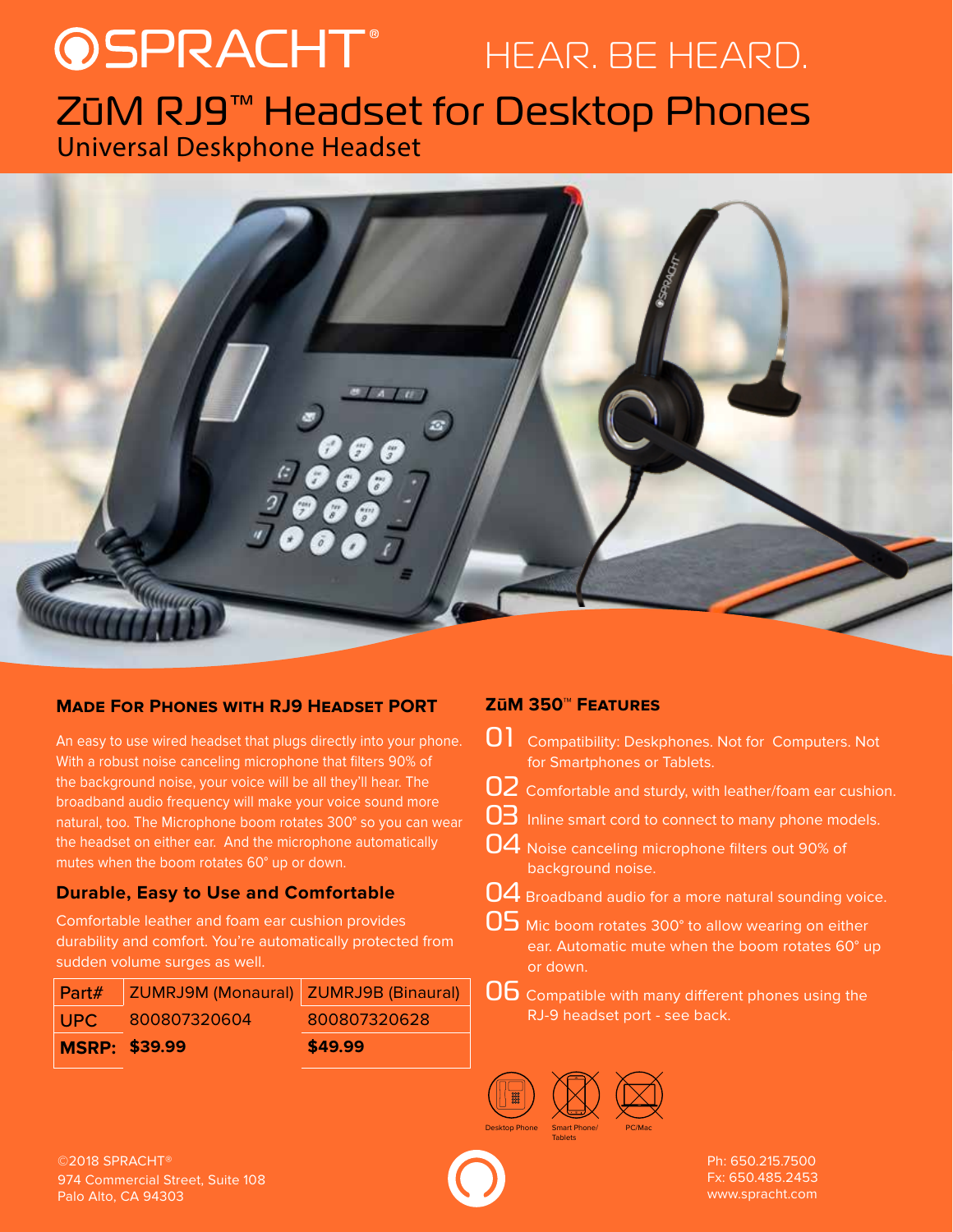# SPRACHT® HEAR. BE HEARD.

# ZūM RJ9™ Headset for Desktop Phones

## Universal Deskphone Headset

### Made For Phones with RJ9 Headset Port

An easy to use wired headset that plugs directly into your phone. With a robust noise canceling microphone that filters 90% of the background noise, your voice will be all they'll hear. The broadband audio frequency will make your voice sound more natural, too. The Microphone boom rotates 300° so you can wear the headset on either ear. And the microphone automatically mutes when the boom rotates 60° up or down.

### Durable, Easy to Use and Comfortable

Comfortable leather and foam ear cushion provides durability and comfort. You're automatically protected from sudden volume surges as well.

| Part# | ZUMRJ9M (Monaural) | ZUMRJ9B (Binaural) |
| --- | --- | --- |
| UPC | 800807320604 | 800807320628 |
| **MSRP:** | **$39.99** | **$49.99** |

### ZūM 350™ Features

01 Compatibility: Deskphones. Not for Computers. Not for Smartphones or Tablets.

02 Comfortable and sturdy, with leather/foam ear cushion.

03 Inline smart cord to connect to many phone models.

04 Noise canceling microphone filters out 90% of background noise.

04 Broadband audio for a more natural sounding voice.

05 Mic boom rotates 300° to allow wearing on either ear. Automatic mute when the boom rotates 60° up or down.

06 Compatible with many different phones using the RJ-9 headset port - see back.

Desktop Phone | Smart Phone/ Tablets | PC/Mac

©2018 SPRACHT®
974 Commercial Street, Suite 108
Palo Alto, CA 94303

Ph: 650.215.7500
Fx: 650.485.2453
www.spracht.com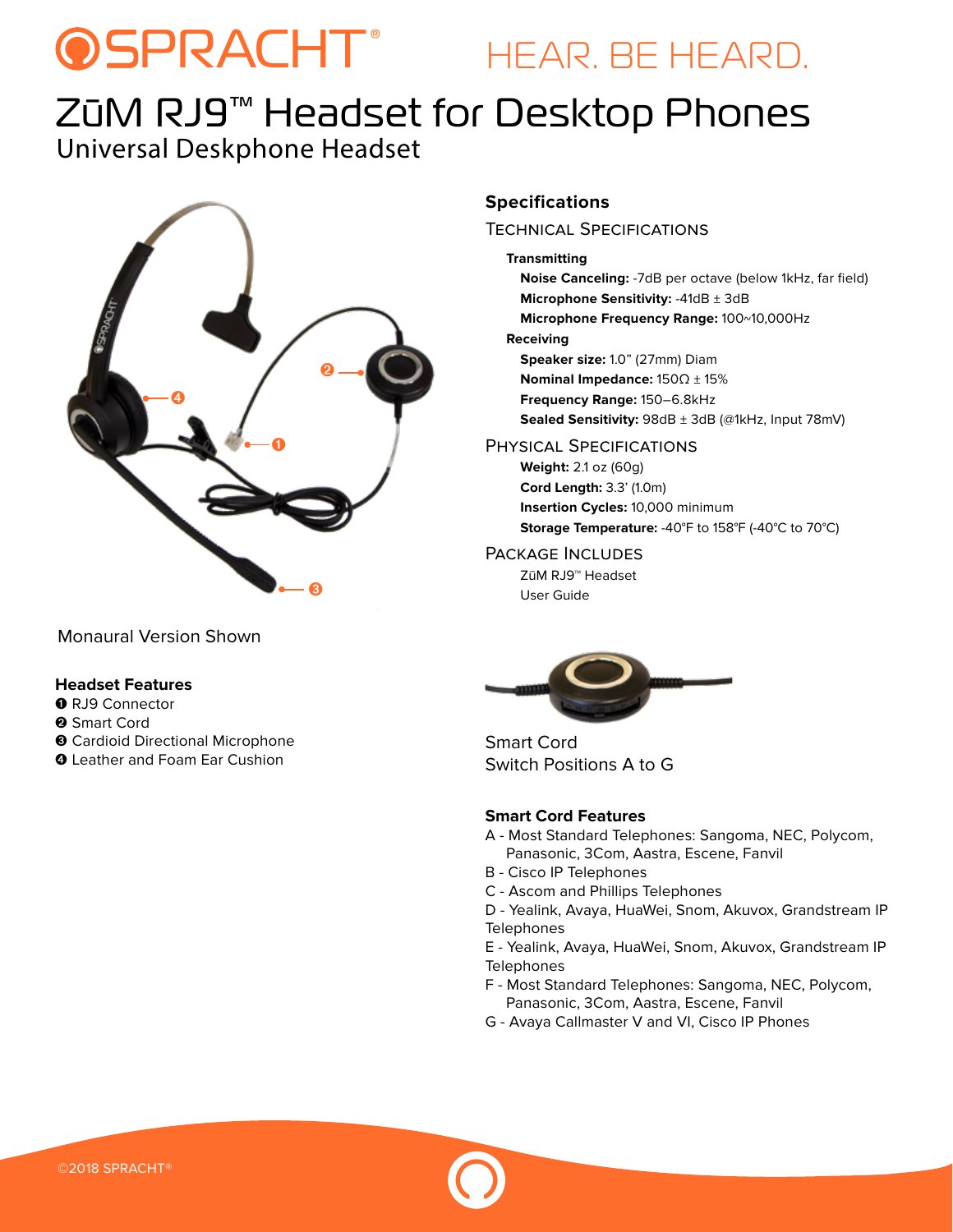# SPRACHT®

HEAR. BE HEARD.

# ZūM RJ9™ Headset for Desktop Phones

## Universal Deskphone Headset

Monaural Version Shown

**Headset Features**

❶ RJ9 Connector
❷ Smart Cord
❸ Cardioid Directional Microphone
❹ Leather and Foam Ear Cushion

## Specifications

### Technical Specifications

**Transmitting**

**Noise Canceling:** -7dB per octave (below 1kHz, far field)
**Microphone Sensitivity:** -41dB ± 3dB
**Microphone Frequency Range:** 100~10,000Hz

**Receiving**

**Speaker size:** 1.0" (27mm) Diam
**Nominal Impedance:** 150Ω ± 15%
**Frequency Range:** 150–6.8kHz
**Sealed Sensitivity:** 98dB ± 3dB (@1kHz, Input 78mV)

### Physical Specifications

**Weight:** 2.1 oz (60g)
**Cord Length:** 3.3' (1.0m)
**Insertion Cycles:** 10,000 minimum
**Storage Temperature:** -40°F to 158°F (-40°C to 70°C)

### Package Includes

ZūM RJ9™ Headset
User Guide

Smart Cord
Switch Positions A to G

**Smart Cord Features**

A - Most Standard Telephones: Sangoma, NEC, Polycom, Panasonic, 3Com, Aastra, Escene, Fanvil
B - Cisco IP Telephones
C - Ascom and Phillips Telephones
D - Yealink, Avaya, HuaWei, Snom, Akuvox, Grandstream IP Telephones
E - Yealink, Avaya, HuaWei, Snom, Akuvox, Grandstream IP Telephones
F - Most Standard Telephones: Sangoma, NEC, Polycom, Panasonic, 3Com, Aastra, Escene, Fanvil
G - Avaya Callmaster V and VI, Cisco IP Phones

©2018 SPRACHT®